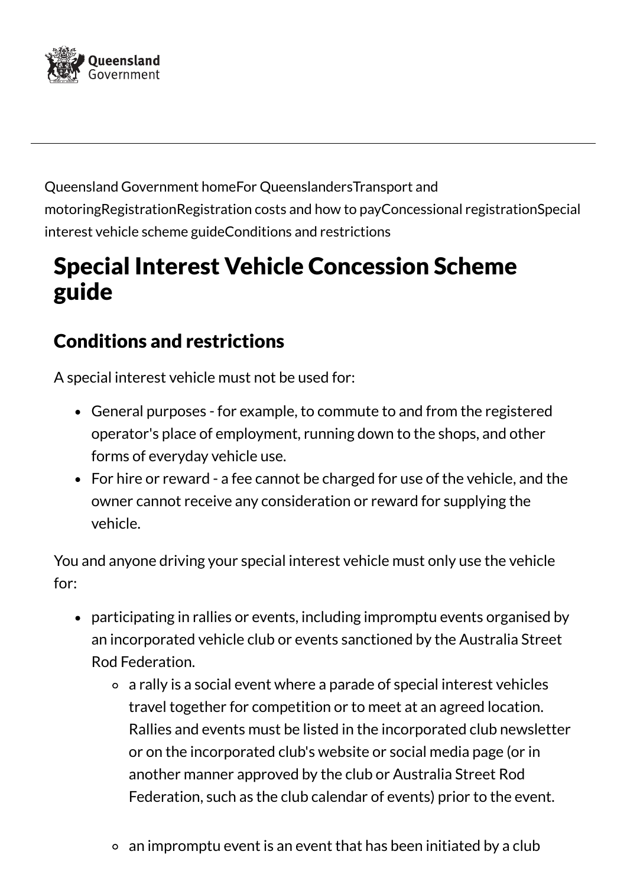Queensland Government homeFor QueenslandersTransport and motoringRegistrationRegistration costs and how to payConcessional registrationSpecial interest vehicle scheme guideConditions and restrictions

# Special Interest Vehicle Concession Scheme guide

## Conditions and restrictions

A special interest vehicle must not be used for:

- General purposes - for example, to commute to and from the registered operator's place of employment, running down to the shops, and other forms of everyday vehicle use.
- For hire or reward - a fee cannot be charged for use of the vehicle, and the owner cannot receive any consideration or reward for supplying the vehicle.

You and anyone driving your special interest vehicle must only use the vehicle for:

- participating in rallies or events, including impromptu events organised by an incorporated vehicle club or events sanctioned by the Australia Street Rod Federation.
  - a rally is a social event where a parade of special interest vehicles travel together for competition or to meet at an agreed location. Rallies and events must be listed in the incorporated club newsletter or on the incorporated club's website or social media page (or in another manner approved by the club or Australia Street Rod Federation, such as the club calendar of events) prior to the event.
  - an impromptu event is an event that has been initiated by a club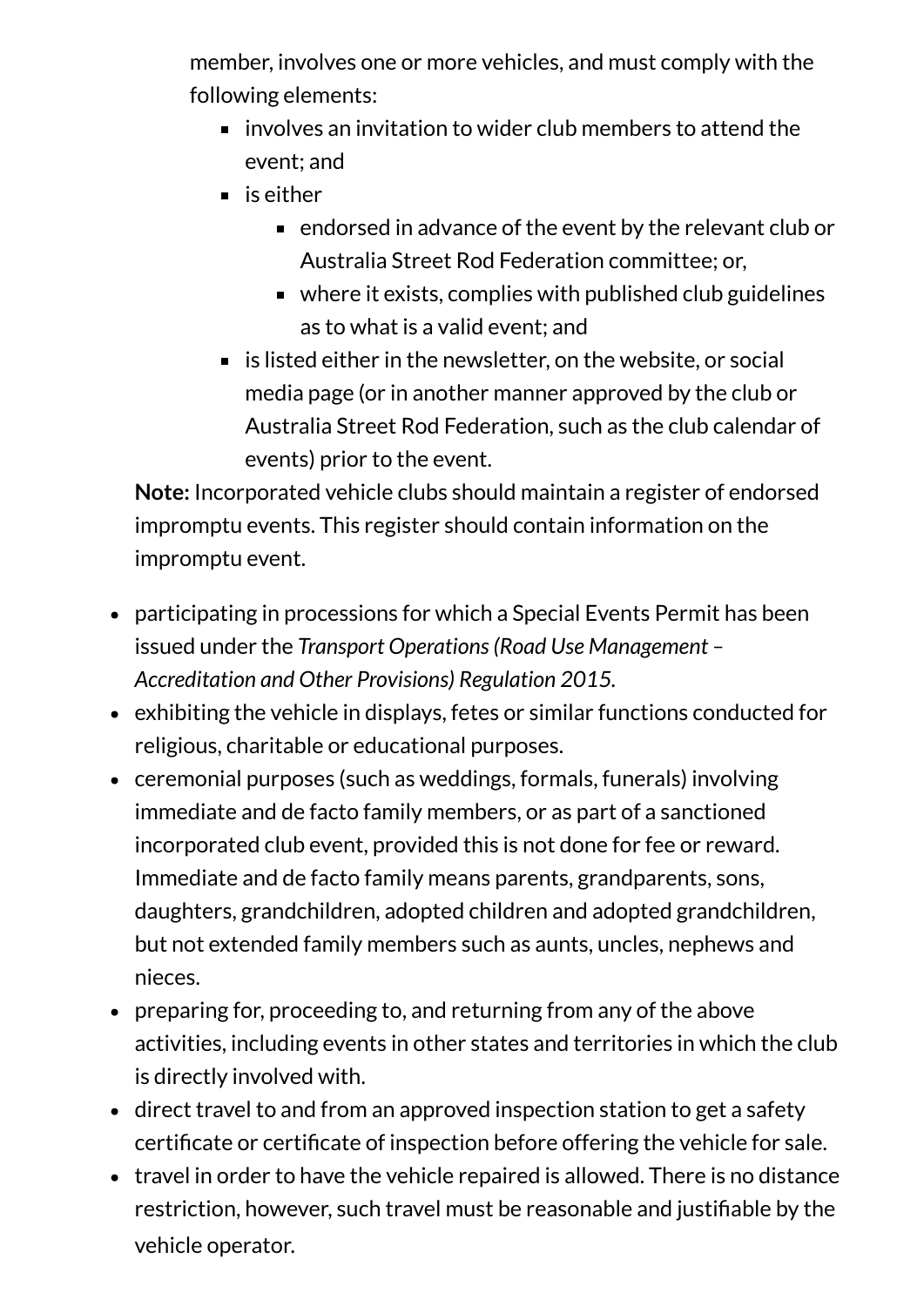member, involves one or more vehicles, and must comply with the following elements:

    - involves an invitation to wider club members to attend the event; and
    - is either
        - endorsed in advance of the event by the relevant club or Australia Street Rod Federation committee; or,
        - where it exists, complies with published club guidelines as to what is a valid event; and
    - is listed either in the newsletter, on the website, or social media page (or in another manner approved by the club or Australia Street Rod Federation, such as the club calendar of events) prior to the event.

  **Note:** Incorporated vehicle clubs should maintain a register of endorsed impromptu events. This register should contain information on the impromptu event.

- participating in processions for which a Special Events Permit has been issued under the *Transport Operations (Road Use Management – Accreditation and Other Provisions) Regulation 2015*.
- exhibiting the vehicle in displays, fetes or similar functions conducted for religious, charitable or educational purposes.
- ceremonial purposes (such as weddings, formals, funerals) involving immediate and de facto family members, or as part of a sanctioned incorporated club event, provided this is not done for fee or reward. Immediate and de facto family means parents, grandparents, sons, daughters, grandchildren, adopted children and adopted grandchildren, but not extended family members such as aunts, uncles, nephews and nieces.
- preparing for, proceeding to, and returning from any of the above activities, including events in other states and territories in which the club is directly involved with.
- direct travel to and from an approved inspection station to get a safety certificate or certificate of inspection before offering the vehicle for sale.
- travel in order to have the vehicle repaired is allowed. There is no distance restriction, however, such travel must be reasonable and justifiable by the vehicle operator.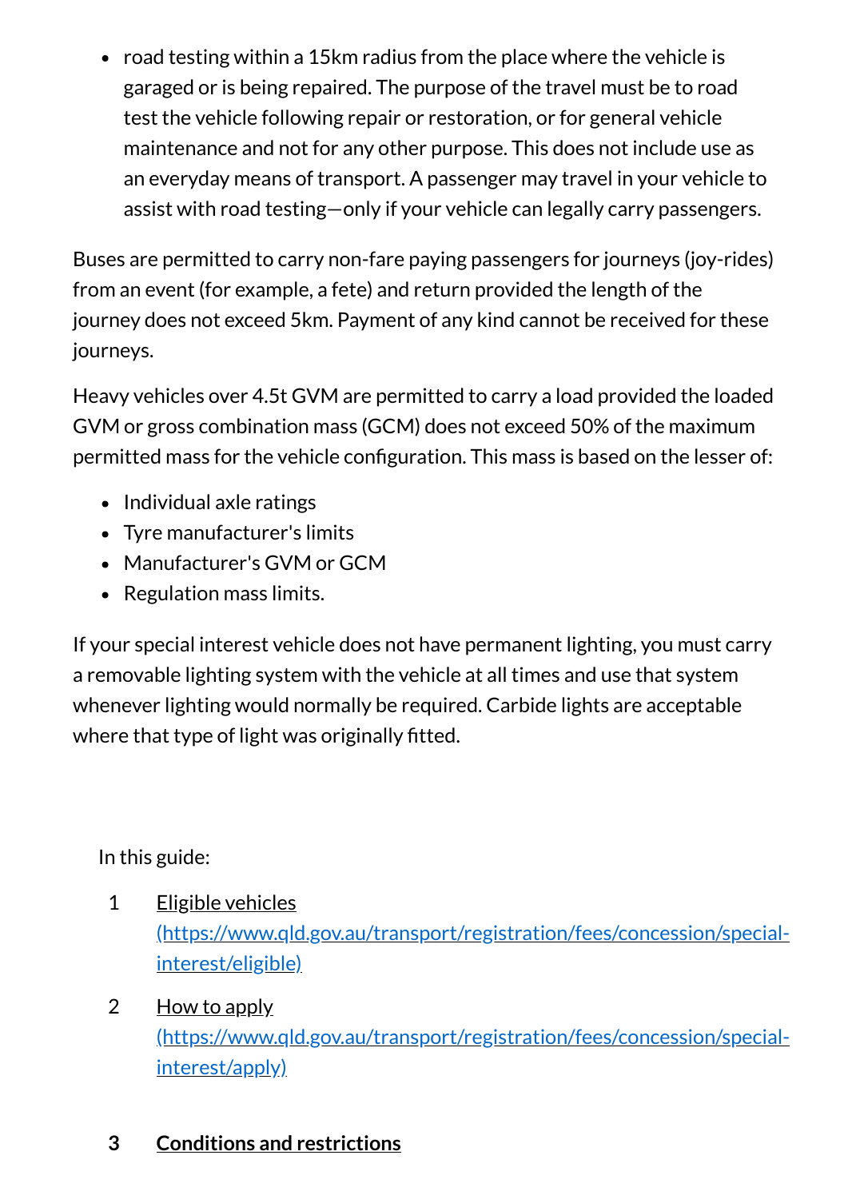- road testing within a 15km radius from the place where the vehicle is garaged or is being repaired. The purpose of the travel must be to road test the vehicle following repair or restoration, or for general vehicle maintenance and not for any other purpose. This does not include use as an everyday means of transport. A passenger may travel in your vehicle to assist with road testing—only if your vehicle can legally carry passengers.

Buses are permitted to carry non-fare paying passengers for journeys (joy-rides) from an event (for example, a fete) and return provided the length of the journey does not exceed 5km. Payment of any kind cannot be received for these journeys.

Heavy vehicles over 4.5t GVM are permitted to carry a load provided the loaded GVM or gross combination mass (GCM) does not exceed 50% of the maximum permitted mass for the vehicle configuration. This mass is based on the lesser of:

- Individual axle ratings
- Tyre manufacturer's limits
- Manufacturer's GVM or GCM
- Regulation mass limits.

If your special interest vehicle does not have permanent lighting, you must carry a removable lighting system with the vehicle at all times and use that system whenever lighting would normally be required. Carbide lights are acceptable where that type of light was originally fitted.

In this guide:

1. [Eligible vehicles (https://www.qld.gov.au/transport/registration/fees/concession/special-interest/eligible)](https://www.qld.gov.au/transport/registration/fees/concession/special-interest/eligible)
2. [How to apply (https://www.qld.gov.au/transport/registration/fees/concession/special-interest/apply)](https://www.qld.gov.au/transport/registration/fees/concession/special-interest/apply)
3. **Conditions and restrictions**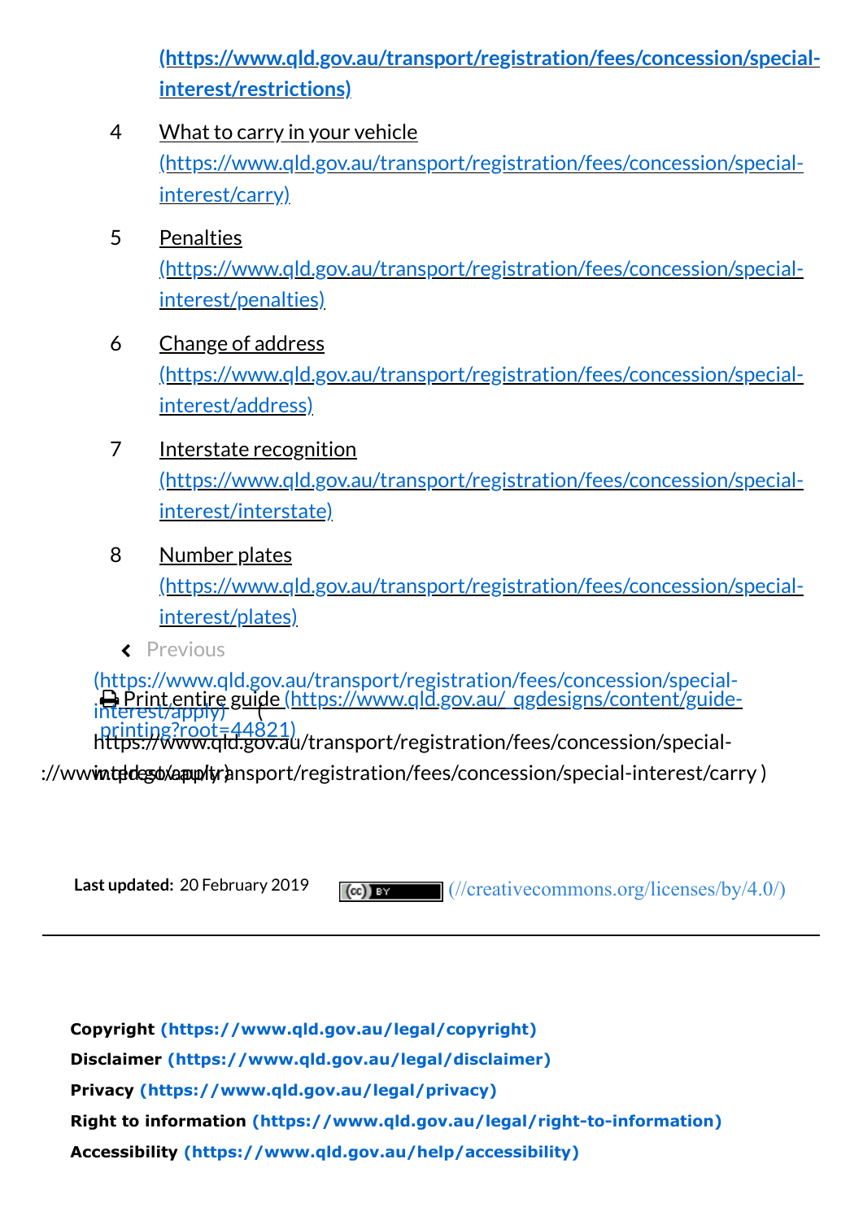(https://www.qld.gov.au/transport/registration/fees/concession/special-interest/restrictions)

4. What to carry in your vehicle (https://www.qld.gov.au/transport/registration/fees/concession/special-interest/carry)
5. Penalties (https://www.qld.gov.au/transport/registration/fees/concession/special-interest/penalties)
6. Change of address (https://www.qld.gov.au/transport/registration/fees/concession/special-interest/address)
7. Interstate recognition (https://www.qld.gov.au/transport/registration/fees/concession/special-interest/interstate)
8. Number plates (https://www.qld.gov.au/transport/registration/fees/concession/special-interest/plates)

‹ Previous (https://www.qld.gov.au/transport/registration/fees/concession/special-interest/apply)

Print entire guide (https://www.qld.gov.au/_qgdesigns/content/guide-printing?root=44821)

(https://www.qld.gov.au/transport/registration/fees/concession/special-interest/apply)

(https://www.qld.gov.au/transport/registration/fees/concession/special-interest/carry )

**Last updated:** 20 February 2019 (//creativecommons.org/licenses/by/4.0/)

---

**Copyright** (https://www.qld.gov.au/legal/copyright)

**Disclaimer** (https://www.qld.gov.au/legal/disclaimer)

**Privacy** (https://www.qld.gov.au/legal/privacy)

**Right to information** (https://www.qld.gov.au/legal/right-to-information)

**Accessibility** (https://www.qld.gov.au/help/accessibility)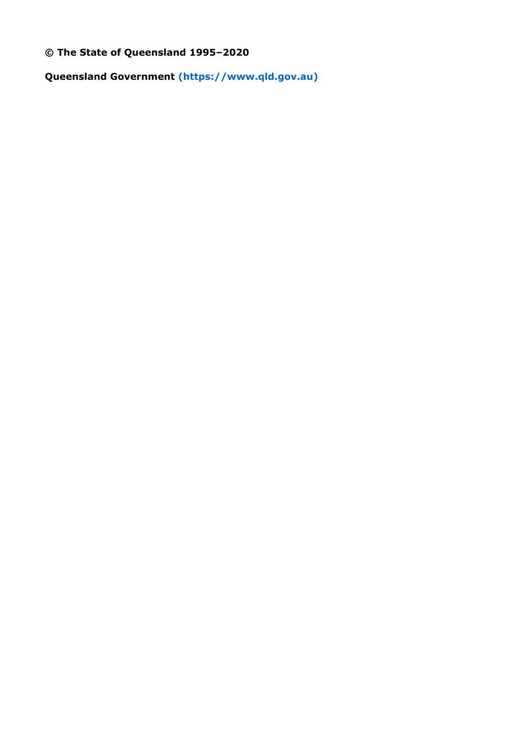**© The State of Queensland 1995–2020**

**Queensland Government (https://www.qld.gov.au)**